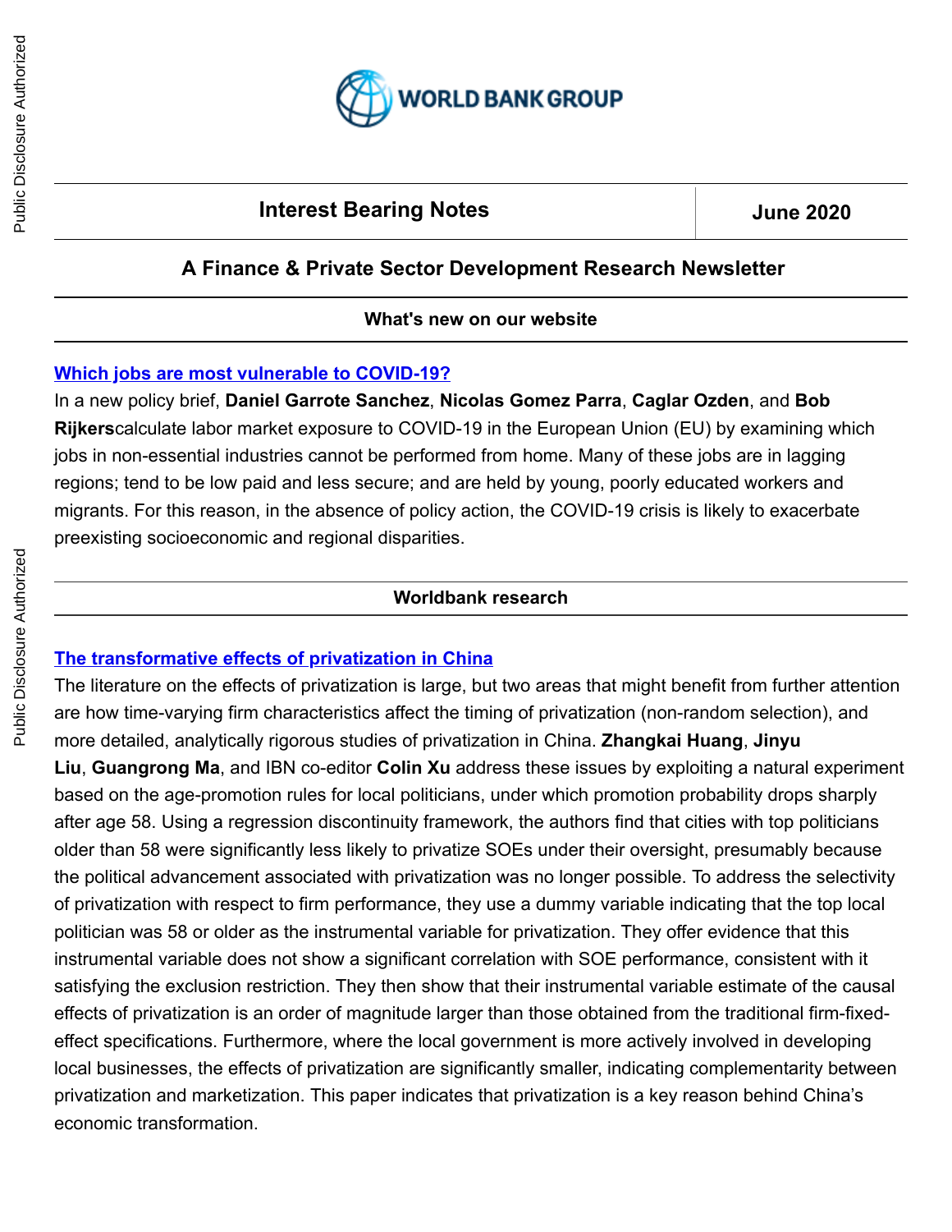WORLD BANK GROUP

# Interest Bearing Notes

**June 2020**

## A Finance & Private Sector Development Research Newsletter

### What's new on our website

**Which jobs are most vulnerable to COVID-19?**

In a new policy brief, **Daniel Garrote Sanchez**, **Nicolas Gomez Parra**, **Caglar Ozden**, and **Bob Rijkers**calculate labor market exposure to COVID-19 in the European Union (EU) by examining which jobs in non-essential industries cannot be performed from home. Many of these jobs are in lagging regions; tend to be low paid and less secure; and are held by young, poorly educated workers and migrants. For this reason, in the absence of policy action, the COVID-19 crisis is likely to exacerbate preexisting socioeconomic and regional disparities.

### Worldbank research

**The transformative effects of privatization in China**

The literature on the effects of privatization is large, but two areas that might benefit from further attention are how time-varying firm characteristics affect the timing of privatization (non-random selection), and more detailed, analytically rigorous studies of privatization in China. **Zhangkai Huang**, **Jinyu Liu**, **Guangrong Ma**, and IBN co-editor **Colin Xu** address these issues by exploiting a natural experiment based on the age-promotion rules for local politicians, under which promotion probability drops sharply after age 58. Using a regression discontinuity framework, the authors find that cities with top politicians older than 58 were significantly less likely to privatize SOEs under their oversight, presumably because the political advancement associated with privatization was no longer possible. To address the selectivity of privatization with respect to firm performance, they use a dummy variable indicating that the top local politician was 58 or older as the instrumental variable for privatization. They offer evidence that this instrumental variable does not show a significant correlation with SOE performance, consistent with it satisfying the exclusion restriction. They then show that their instrumental variable estimate of the causal effects of privatization is an order of magnitude larger than those obtained from the traditional firm-fixed-effect specifications. Furthermore, where the local government is more actively involved in developing local businesses, the effects of privatization are significantly smaller, indicating complementarity between privatization and marketization. This paper indicates that privatization is a key reason behind China's economic transformation.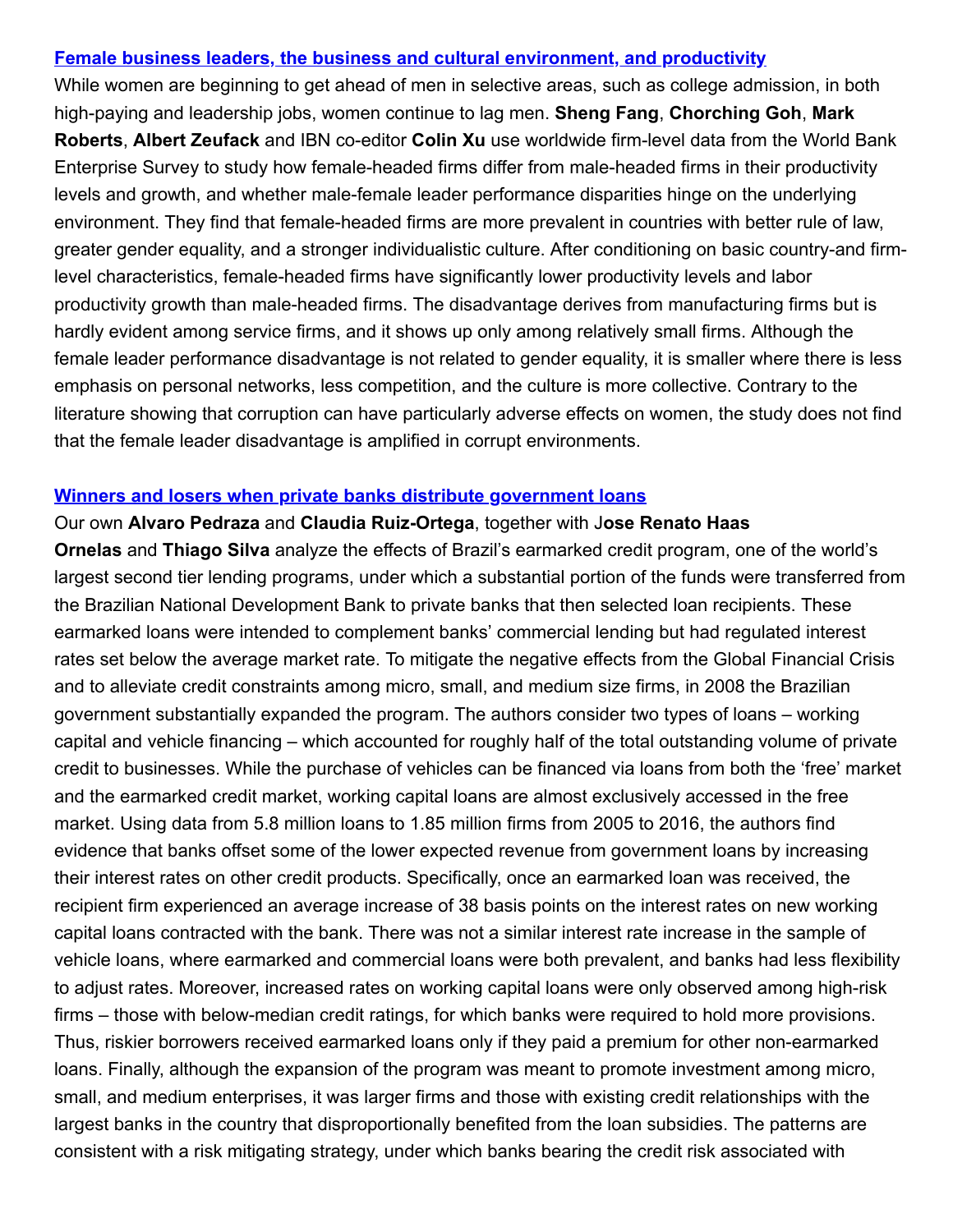### [Female business leaders, the business and cultural environment, and productivity]

While women are beginning to get ahead of men in selective areas, such as college admission, in both high-paying and leadership jobs, women continue to lag men. **Sheng Fang**, **Chorching Goh**, **Mark Roberts**, **Albert Zeufack** and IBN co-editor **Colin Xu** use worldwide firm-level data from the World Bank Enterprise Survey to study how female-headed firms differ from male-headed firms in their productivity levels and growth, and whether male-female leader performance disparities hinge on the underlying environment. They find that female-headed firms are more prevalent in countries with better rule of law, greater gender equality, and a stronger individualistic culture. After conditioning on basic country-and firm-level characteristics, female-headed firms have significantly lower productivity levels and labor productivity growth than male-headed firms. The disadvantage derives from manufacturing firms but is hardly evident among service firms, and it shows up only among relatively small firms. Although the female leader performance disadvantage is not related to gender equality, it is smaller where there is less emphasis on personal networks, less competition, and the culture is more collective. Contrary to the literature showing that corruption can have particularly adverse effects on women, the study does not find that the female leader disadvantage is amplified in corrupt environments.

### [Winners and losers when private banks distribute government loans]

Our own **Alvaro Pedraza** and **Claudia Ruiz-Ortega**, together with J**ose Renato Haas Ornelas** and **Thiago Silva** analyze the effects of Brazil's earmarked credit program, one of the world's largest second tier lending programs, under which a substantial portion of the funds were transferred from the Brazilian National Development Bank to private banks that then selected loan recipients. These earmarked loans were intended to complement banks' commercial lending but had regulated interest rates set below the average market rate. To mitigate the negative effects from the Global Financial Crisis and to alleviate credit constraints among micro, small, and medium size firms, in 2008 the Brazilian government substantially expanded the program. The authors consider two types of loans – working capital and vehicle financing – which accounted for roughly half of the total outstanding volume of private credit to businesses. While the purchase of vehicles can be financed via loans from both the 'free' market and the earmarked credit market, working capital loans are almost exclusively accessed in the free market. Using data from 5.8 million loans to 1.85 million firms from 2005 to 2016, the authors find evidence that banks offset some of the lower expected revenue from government loans by increasing their interest rates on other credit products. Specifically, once an earmarked loan was received, the recipient firm experienced an average increase of 38 basis points on the interest rates on new working capital loans contracted with the bank. There was not a similar interest rate increase in the sample of vehicle loans, where earmarked and commercial loans were both prevalent, and banks had less flexibility to adjust rates. Moreover, increased rates on working capital loans were only observed among high-risk firms – those with below-median credit ratings, for which banks were required to hold more provisions. Thus, riskier borrowers received earmarked loans only if they paid a premium for other non-earmarked loans. Finally, although the expansion of the program was meant to promote investment among micro, small, and medium enterprises, it was larger firms and those with existing credit relationships with the largest banks in the country that disproportionally benefited from the loan subsidies. The patterns are consistent with a risk mitigating strategy, under which banks bearing the credit risk associated with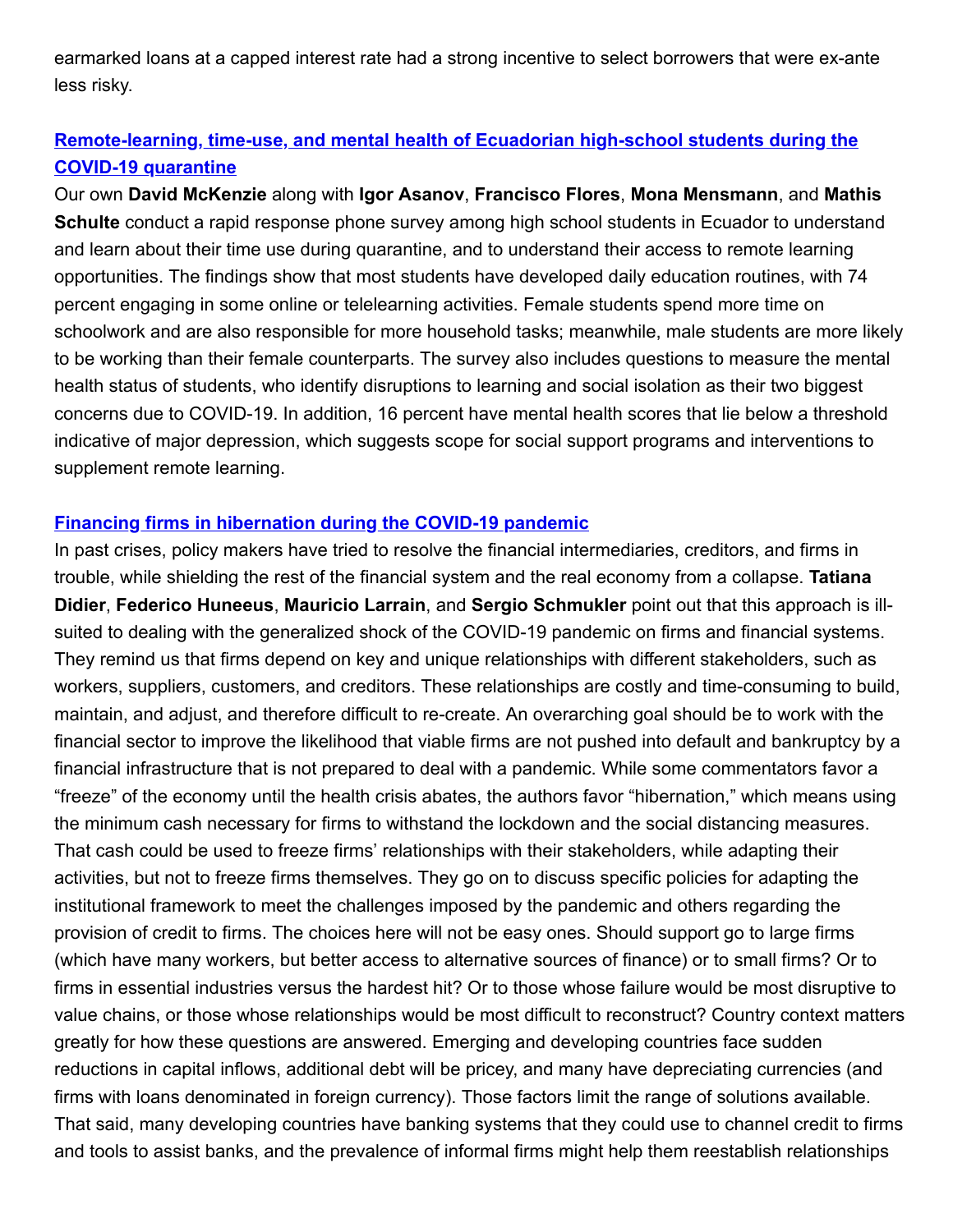earmarked loans at a capped interest rate had a strong incentive to select borrowers that were ex-ante less risky.

### [Remote-learning, time-use, and mental health of Ecuadorian high-school students during the COVID-19 quarantine]()

Our own **David McKenzie** along with **Igor Asanov**, **Francisco Flores**, **Mona Mensmann**, and **Mathis Schulte** conduct a rapid response phone survey among high school students in Ecuador to understand and learn about their time use during quarantine, and to understand their access to remote learning opportunities. The findings show that most students have developed daily education routines, with 74 percent engaging in some online or telelearning activities. Female students spend more time on schoolwork and are also responsible for more household tasks; meanwhile, male students are more likely to be working than their female counterparts. The survey also includes questions to measure the mental health status of students, who identify disruptions to learning and social isolation as their two biggest concerns due to COVID-19. In addition, 16 percent have mental health scores that lie below a threshold indicative of major depression, which suggests scope for social support programs and interventions to supplement remote learning.

### [Financing firms in hibernation during the COVID-19 pandemic]()

In past crises, policy makers have tried to resolve the financial intermediaries, creditors, and firms in trouble, while shielding the rest of the financial system and the real economy from a collapse. **Tatiana Didier**, **Federico Huneeus**, **Mauricio Larrain**, and **Sergio Schmukler** point out that this approach is ill-suited to dealing with the generalized shock of the COVID-19 pandemic on firms and financial systems. They remind us that firms depend on key and unique relationships with different stakeholders, such as workers, suppliers, customers, and creditors. These relationships are costly and time-consuming to build, maintain, and adjust, and therefore difficult to re-create. An overarching goal should be to work with the financial sector to improve the likelihood that viable firms are not pushed into default and bankruptcy by a financial infrastructure that is not prepared to deal with a pandemic. While some commentators favor a "freeze" of the economy until the health crisis abates, the authors favor "hibernation," which means using the minimum cash necessary for firms to withstand the lockdown and the social distancing measures. That cash could be used to freeze firms' relationships with their stakeholders, while adapting their activities, but not to freeze firms themselves. They go on to discuss specific policies for adapting the institutional framework to meet the challenges imposed by the pandemic and others regarding the provision of credit to firms. The choices here will not be easy ones. Should support go to large firms (which have many workers, but better access to alternative sources of finance) or to small firms? Or to firms in essential industries versus the hardest hit? Or to those whose failure would be most disruptive to value chains, or those whose relationships would be most difficult to reconstruct? Country context matters greatly for how these questions are answered. Emerging and developing countries face sudden reductions in capital inflows, additional debt will be pricey, and many have depreciating currencies (and firms with loans denominated in foreign currency). Those factors limit the range of solutions available. That said, many developing countries have banking systems that they could use to channel credit to firms and tools to assist banks, and the prevalence of informal firms might help them reestablish relationships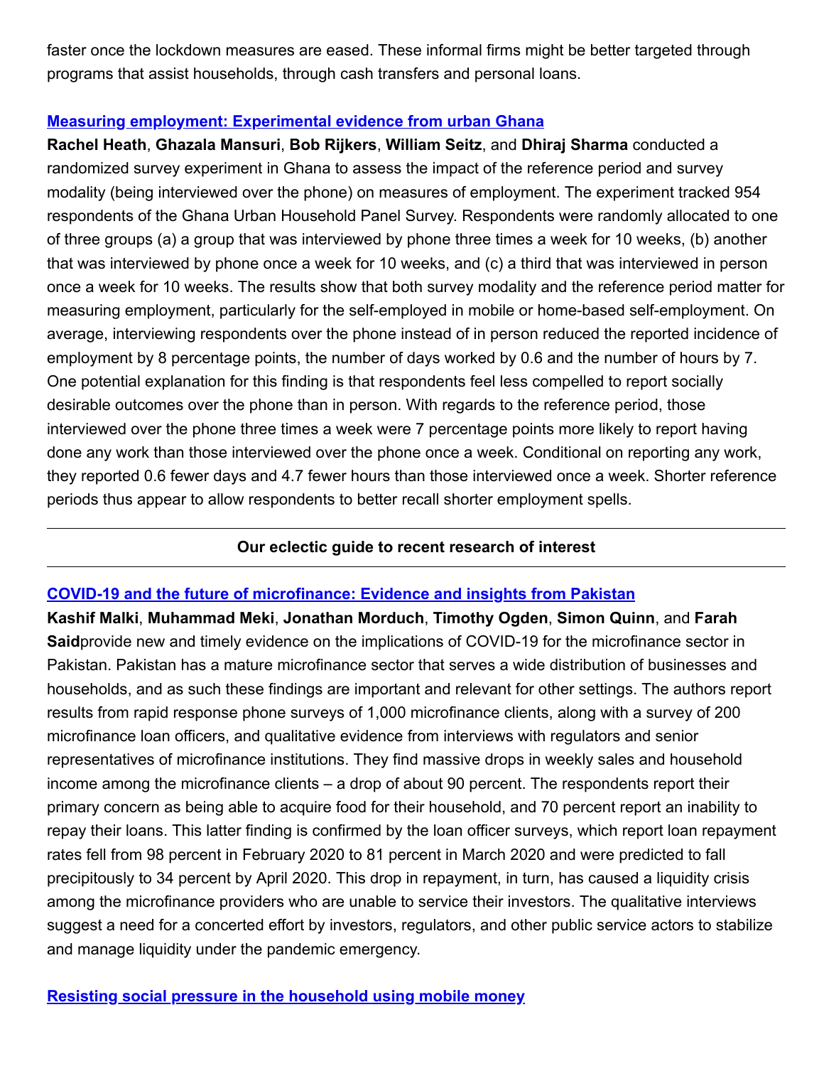faster once the lockdown measures are eased. These informal firms might be better targeted through programs that assist households, through cash transfers and personal loans.

### [Measuring employment: Experimental evidence from urban Ghana]()

**Rachel Heath**, **Ghazala Mansuri**, **Bob Rijkers**, **William Seitz**, and **Dhiraj Sharma** conducted a randomized survey experiment in Ghana to assess the impact of the reference period and survey modality (being interviewed over the phone) on measures of employment. The experiment tracked 954 respondents of the Ghana Urban Household Panel Survey. Respondents were randomly allocated to one of three groups (a) a group that was interviewed by phone three times a week for 10 weeks, (b) another that was interviewed by phone once a week for 10 weeks, and (c) a third that was interviewed in person once a week for 10 weeks. The results show that both survey modality and the reference period matter for measuring employment, particularly for the self-employed in mobile or home-based self-employment. On average, interviewing respondents over the phone instead of in person reduced the reported incidence of employment by 8 percentage points, the number of days worked by 0.6 and the number of hours by 7. One potential explanation for this finding is that respondents feel less compelled to report socially desirable outcomes over the phone than in person. With regards to the reference period, those interviewed over the phone three times a week were 7 percentage points more likely to report having done any work than those interviewed over the phone once a week. Conditional on reporting any work, they reported 0.6 fewer days and 4.7 fewer hours than those interviewed once a week. Shorter reference periods thus appear to allow respondents to better recall shorter employment spells.

---

**Our eclectic guide to recent research of interest**

---

### [COVID-19 and the future of microfinance: Evidence and insights from Pakistan]()

**Kashif Malki**, **Muhammad Meki**, **Jonathan Morduch**, **Timothy Ogden**, **Simon Quinn**, and **Farah Said**provide new and timely evidence on the implications of COVID-19 for the microfinance sector in Pakistan. Pakistan has a mature microfinance sector that serves a wide distribution of businesses and households, and as such these findings are important and relevant for other settings. The authors report results from rapid response phone surveys of 1,000 microfinance clients, along with a survey of 200 microfinance loan officers, and qualitative evidence from interviews with regulators and senior representatives of microfinance institutions. They find massive drops in weekly sales and household income among the microfinance clients – a drop of about 90 percent. The respondents report their primary concern as being able to acquire food for their household, and 70 percent report an inability to repay their loans. This latter finding is confirmed by the loan officer surveys, which report loan repayment rates fell from 98 percent in February 2020 to 81 percent in March 2020 and were predicted to fall precipitously to 34 percent by April 2020. This drop in repayment, in turn, has caused a liquidity crisis among the microfinance providers who are unable to service their investors. The qualitative interviews suggest a need for a concerted effort by investors, regulators, and other public service actors to stabilize and manage liquidity under the pandemic emergency.

### [Resisting social pressure in the household using mobile money]()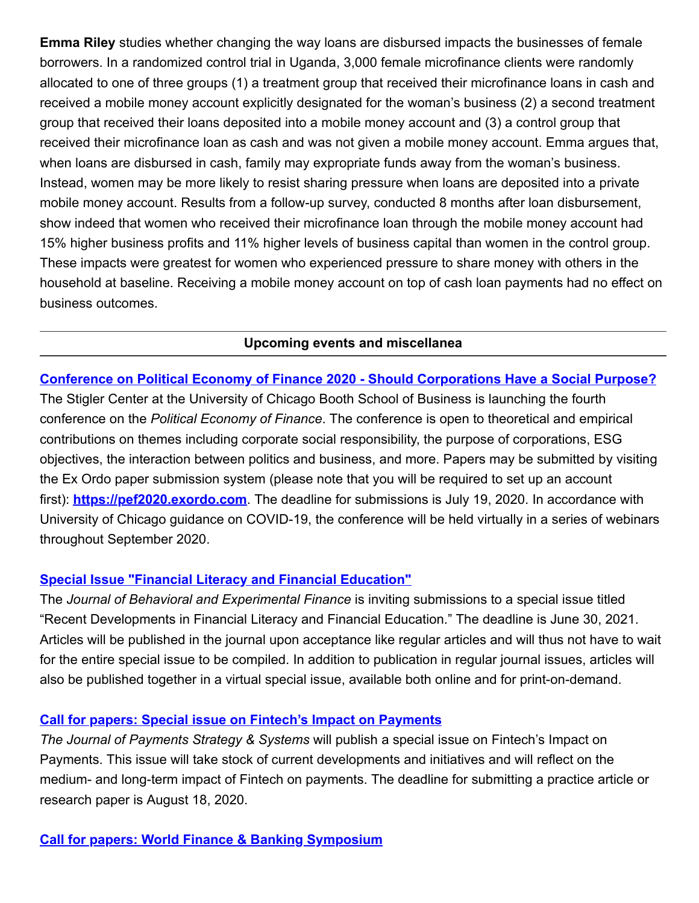**Emma Riley** studies whether changing the way loans are disbursed impacts the businesses of female borrowers. In a randomized control trial in Uganda, 3,000 female microfinance clients were randomly allocated to one of three groups (1) a treatment group that received their microfinance loans in cash and received a mobile money account explicitly designated for the woman's business (2) a second treatment group that received their loans deposited into a mobile money account and (3) a control group that received their microfinance loan as cash and was not given a mobile money account. Emma argues that, when loans are disbursed in cash, family may expropriate funds away from the woman's business. Instead, women may be more likely to resist sharing pressure when loans are deposited into a private mobile money account. Results from a follow-up survey, conducted 8 months after loan disbursement, show indeed that women who received their microfinance loan through the mobile money account had 15% higher business profits and 11% higher levels of business capital than women in the control group. These impacts were greatest for women who experienced pressure to share money with others in the household at baseline. Receiving a mobile money account on top of cash loan payments had no effect on business outcomes.

---

## Upcoming events and miscellanea

---

### Conference on Political Economy of Finance 2020 - Should Corporations Have a Social Purpose?

The Stigler Center at the University of Chicago Booth School of Business is launching the fourth conference on the *Political Economy of Finance*. The conference is open to theoretical and empirical contributions on themes including corporate social responsibility, the purpose of corporations, ESG objectives, the interaction between politics and business, and more. Papers may be submitted by visiting the Ex Ordo paper submission system (please note that you will be required to set up an account first): **https://pef2020.exordo.com**. The deadline for submissions is July 19, 2020. In accordance with University of Chicago guidance on COVID-19, the conference will be held virtually in a series of webinars throughout September 2020.

### Special Issue "Financial Literacy and Financial Education"

The *Journal of Behavioral and Experimental Finance* is inviting submissions to a special issue titled "Recent Developments in Financial Literacy and Financial Education." The deadline is June 30, 2021. Articles will be published in the journal upon acceptance like regular articles and will thus not have to wait for the entire special issue to be compiled. In addition to publication in regular journal issues, articles will also be published together in a virtual special issue, available both online and for print-on-demand.

### Call for papers: Special issue on Fintech's Impact on Payments

*The Journal of Payments Strategy & Systems* will publish a special issue on Fintech's Impact on Payments. This issue will take stock of current developments and initiatives and will reflect on the medium- and long-term impact of Fintech on payments. The deadline for submitting a practice article or research paper is August 18, 2020.

### Call for papers: World Finance & Banking Symposium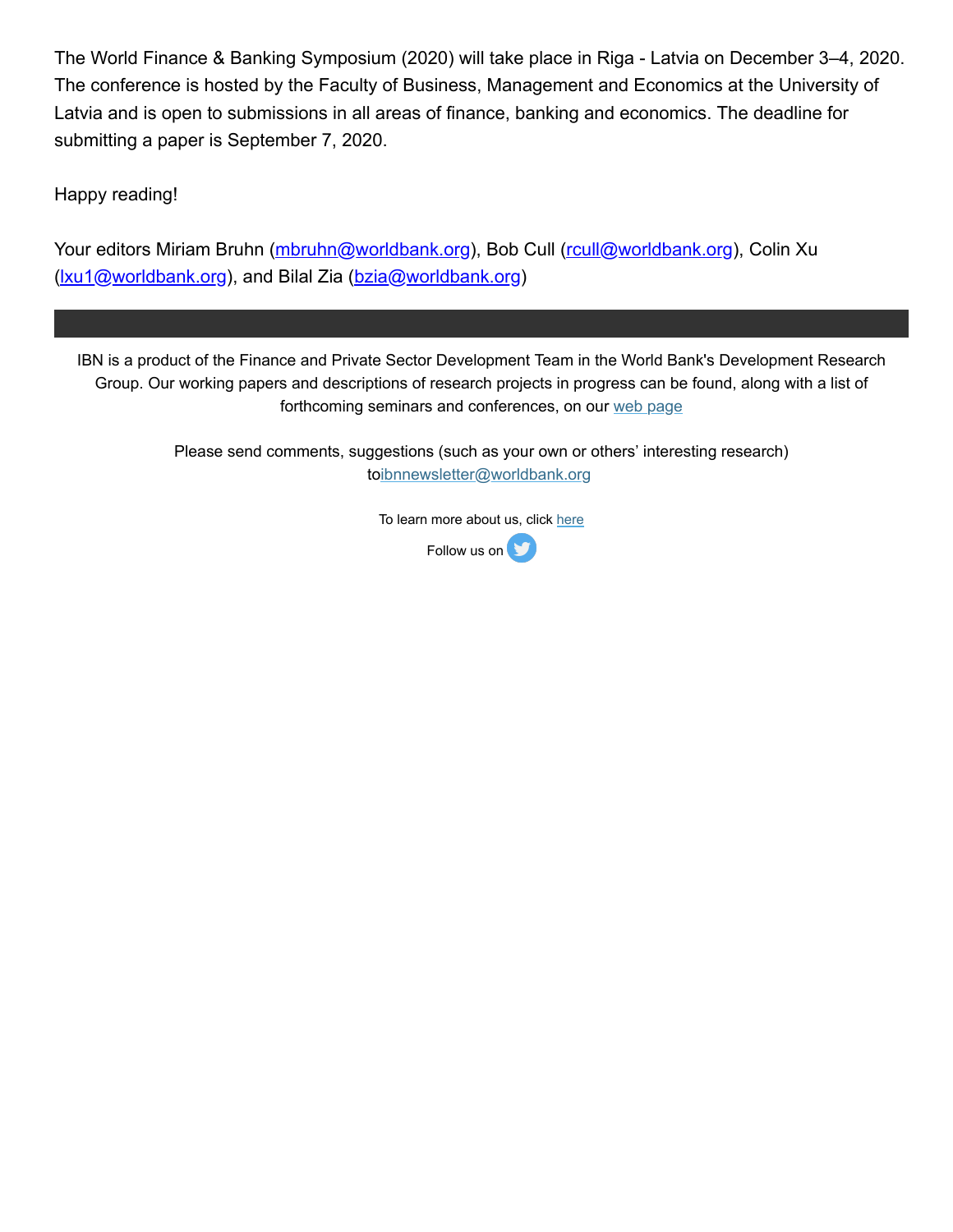The World Finance & Banking Symposium (2020) will take place in Riga - Latvia on December 3–4, 2020. The conference is hosted by the Faculty of Business, Management and Economics at the University of Latvia and is open to submissions in all areas of finance, banking and economics. The deadline for submitting a paper is September 7, 2020.

Happy reading!

Your editors Miriam Bruhn (mbruhn@worldbank.org), Bob Cull (rcull@worldbank.org), Colin Xu (lxu1@worldbank.org), and Bilal Zia (bzia@worldbank.org)

---

IBN is a product of the Finance and Private Sector Development Team in the World Bank's Development Research Group. Our working papers and descriptions of research projects in progress can be found, along with a list of forthcoming seminars and conferences, on our web page

Please send comments, suggestions (such as your own or others' interesting research) toibnnewsletter@worldbank.org

To learn more about us, click here

Follow us on